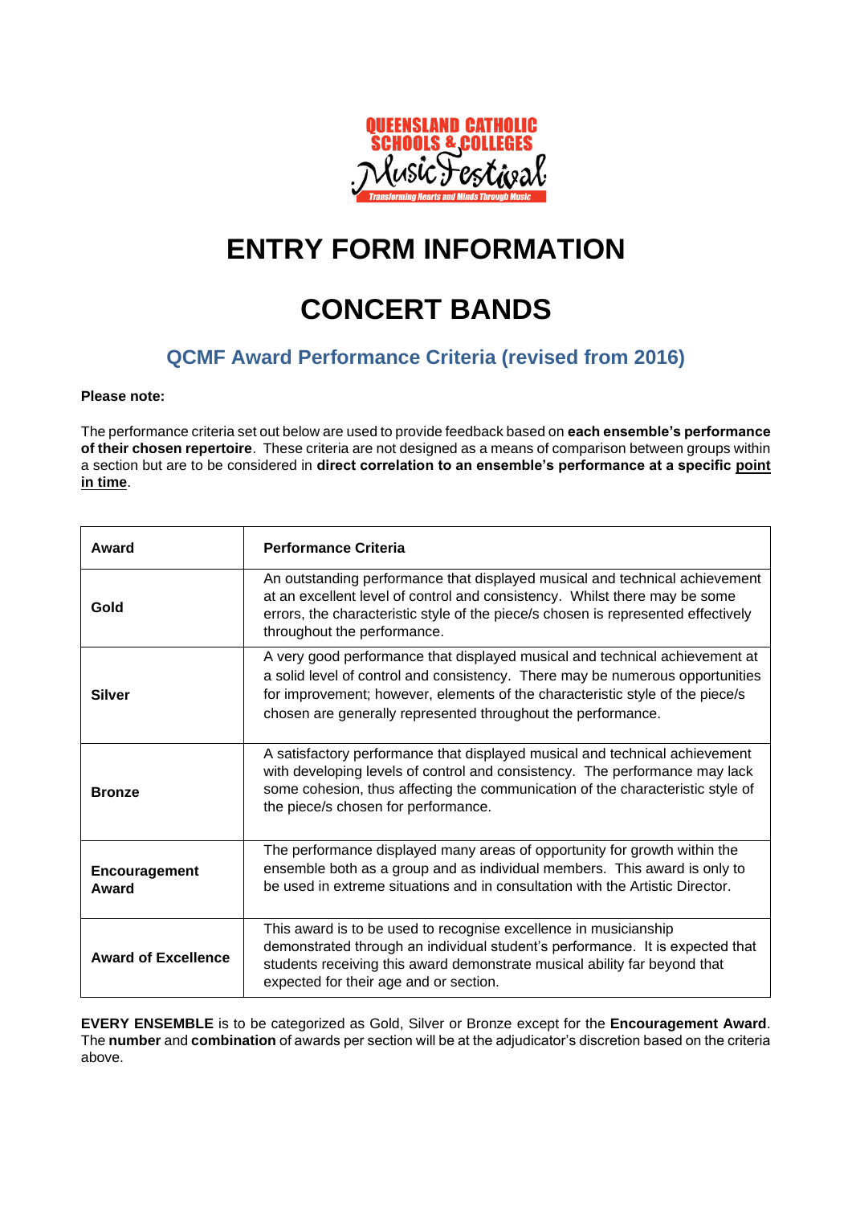QUEENSLAND CATHOLIC SCHOOLS & COLLEGES Music Festival

Transforming Hearts and Minds Through Music

# ENTRY FORM INFORMATION

# CONCERT BANDS

## QCMF Award Performance Criteria (revised from 2016)

**Please note:**

The performance criteria set out below are used to provide feedback based on **each ensemble's performance of their chosen repertoire**. These criteria are not designed as a means of comparison between groups within a section but are to be considered in **direct correlation to an ensemble's performance at a specific <u>point in time</u>**.

| Award | Performance Criteria |
|---|---|
| **Gold** | An outstanding performance that displayed musical and technical achievement at an excellent level of control and consistency. Whilst there may be some errors, the characteristic style of the piece/s chosen is represented effectively throughout the performance. |
| **Silver** | A very good performance that displayed musical and technical achievement at a solid level of control and consistency. There may be numerous opportunities for improvement; however, elements of the characteristic style of the piece/s chosen are generally represented throughout the performance. |
| **Bronze** | A satisfactory performance that displayed musical and technical achievement with developing levels of control and consistency. The performance may lack some cohesion, thus affecting the communication of the characteristic style of the piece/s chosen for performance. |
| **Encouragement Award** | The performance displayed many areas of opportunity for growth within the ensemble both as a group and as individual members. This award is only to be used in extreme situations and in consultation with the Artistic Director. |
| **Award of Excellence** | This award is to be used to recognise excellence in musicianship demonstrated through an individual student's performance. It is expected that students receiving this award demonstrate musical ability far beyond that expected for their age and or section. |

**EVERY ENSEMBLE** is to be categorized as Gold, Silver or Bronze except for the **Encouragement Award**. The **number** and **combination** of awards per section will be at the adjudicator's discretion based on the criteria above.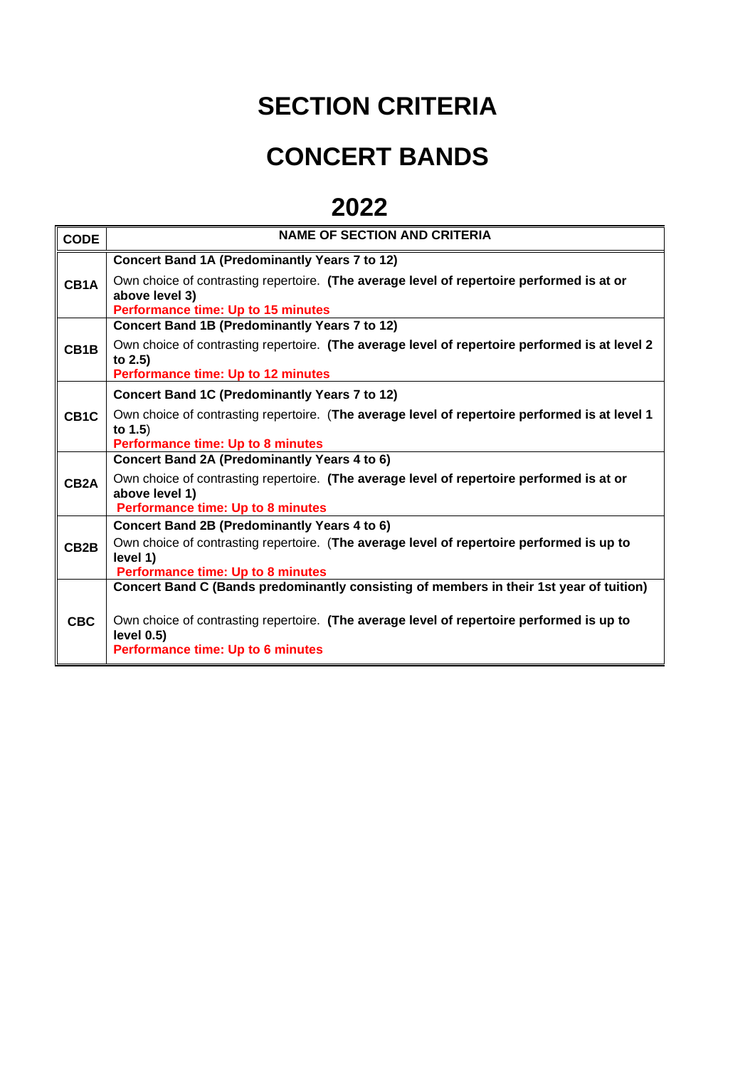# SECTION CRITERIA

# CONCERT BANDS

# 2022

| CODE | NAME OF SECTION AND CRITERIA |
|---|---|
| **CB1A** | **Concert Band 1A (Predominantly Years 7 to 12)**<br>Own choice of contrasting repertoire. **(The average level of repertoire performed is at or above level 3)**<br>**Performance time: Up to 15 minutes** |
| **CB1B** | **Concert Band 1B (Predominantly Years 7 to 12)**<br>Own choice of contrasting repertoire. **(The average level of repertoire performed is at level 2 to 2.5)**<br>**Performance time: Up to 12 minutes** |
| **CB1C** | **Concert Band 1C (Predominantly Years 7 to 12)**<br>Own choice of contrasting repertoire. (**The average level of repertoire performed is at level 1 to 1.5**)<br>**Performance time: Up to 8 minutes** |
| **CB2A** | **Concert Band 2A (Predominantly Years 4 to 6)**<br>Own choice of contrasting repertoire. **(The average level of repertoire performed is at or above level 1)**<br>**Performance time: Up to 8 minutes** |
| **CB2B** | **Concert Band 2B (Predominantly Years 4 to 6)**<br>Own choice of contrasting repertoire. (**The average level of repertoire performed is up to level 1)**<br>**Performance time: Up to 8 minutes** |
| **CBC** | **Concert Band C (Bands predominantly consisting of members in their 1st year of tuition)**<br>Own choice of contrasting repertoire. **(The average level of repertoire performed is up to level 0.5)**<br>**Performance time: Up to 6 minutes** |